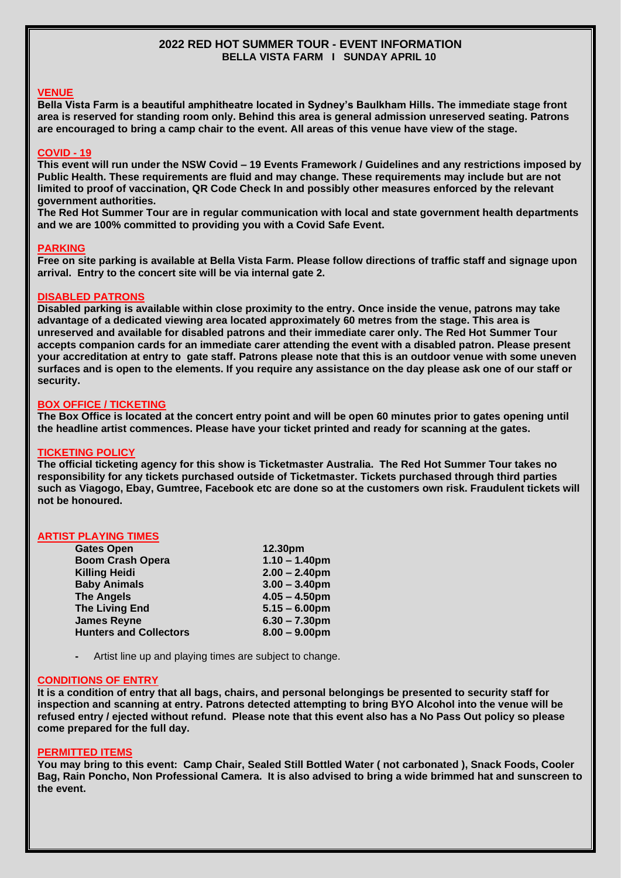# 2022 RED HOT SUMMER TOUR - EVENT INFORMATION

## BELLA VISTA FARM I SUNDAY APRIL 10

### VENUE

**Bella Vista Farm is a beautiful amphitheatre located in Sydney's Baulkham Hills. The immediate stage front area is reserved for standing room only. Behind this area is general admission unreserved seating. Patrons are encouraged to bring a camp chair to the event. All areas of this venue have view of the stage.**

### COVID - 19

**This event will run under the NSW Covid – 19 Events Framework / Guidelines and any restrictions imposed by Public Health. These requirements are fluid and may change. These requirements may include but are not limited to proof of vaccination, QR Code Check In and possibly other measures enforced by the relevant government authorities.**

**The Red Hot Summer Tour are in regular communication with local and state government health departments and we are 100% committed to providing you with a Covid Safe Event.**

### PARKING

**Free on site parking is available at Bella Vista Farm. Please follow directions of traffic staff and signage upon arrival. Entry to the concert site will be via internal gate 2.**

### DISABLED PATRONS

**Disabled parking is available within close proximity to the entry. Once inside the venue, patrons may take advantage of a dedicated viewing area located approximately 60 metres from the stage. This area is unreserved and available for disabled patrons and their immediate carer only. The Red Hot Summer Tour accepts companion cards for an immediate carer attending the event with a disabled patron. Please present your accreditation at entry to gate staff. Patrons please note that this is an outdoor venue with some uneven surfaces and is open to the elements. If you require any assistance on the day please ask one of our staff or security.**

### BOX OFFICE / TICKETING

**The Box Office is located at the concert entry point and will be open 60 minutes prior to gates opening until the headline artist commences. Please have your ticket printed and ready for scanning at the gates.**

### TICKETING POLICY

**The official ticketing agency for this show is Ticketmaster Australia. The Red Hot Summer Tour takes no responsibility for any tickets purchased outside of Ticketmaster. Tickets purchased through third parties such as Viagogo, Ebay, Gumtree, Facebook etc are done so at the customers own risk. Fraudulent tickets will not be honoured.**

### ARTIST PLAYING TIMES

| | |
|---|---|
| **Gates Open** | **12.30pm** |
| **Boom Crash Opera** | **1.10 – 1.40pm** |
| **Killing Heidi** | **2.00 – 2.40pm** |
| **Baby Animals** | **3.00 – 3.40pm** |
| **The Angels** | **4.05 – 4.50pm** |
| **The Living End** | **5.15 – 6.00pm** |
| **James Reyne** | **6.30 – 7.30pm** |
| **Hunters and Collectors** | **8.00 – 9.00pm** |

- Artist line up and playing times are subject to change.

### CONDITIONS OF ENTRY

**It is a condition of entry that all bags, chairs, and personal belongings be presented to security staff for inspection and scanning at entry. Patrons detected attempting to bring BYO Alcohol into the venue will be refused entry / ejected without refund. Please note that this event also has a No Pass Out policy so please come prepared for the full day.**

### PERMITTED ITEMS

**You may bring to this event: Camp Chair, Sealed Still Bottled Water ( not carbonated ), Snack Foods, Cooler Bag, Rain Poncho, Non Professional Camera. It is also advised to bring a wide brimmed hat and sunscreen to the event.**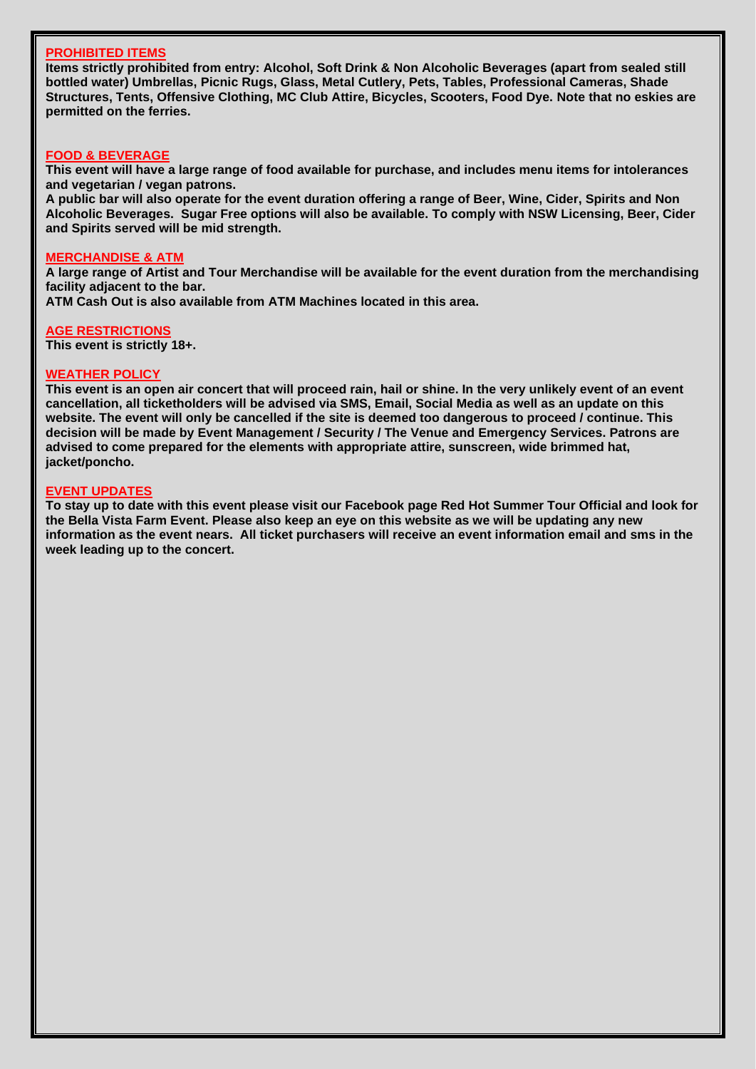## PROHIBITED ITEMS

**Items strictly prohibited from entry: Alcohol, Soft Drink & Non Alcoholic Beverages (apart from sealed still bottled water) Umbrellas, Picnic Rugs, Glass, Metal Cutlery, Pets, Tables, Professional Cameras, Shade Structures, Tents, Offensive Clothing, MC Club Attire, Bicycles, Scooters, Food Dye. Note that no eskies are permitted on the ferries.**

## FOOD & BEVERAGE

**This event will have a large range of food available for purchase, and includes menu items for intolerances and vegetarian / vegan patrons.**

**A public bar will also operate for the event duration offering a range of Beer, Wine, Cider, Spirits and Non Alcoholic Beverages. Sugar Free options will also be available. To comply with NSW Licensing, Beer, Cider and Spirits served will be mid strength.**

## MERCHANDISE & ATM

**A large range of Artist and Tour Merchandise will be available for the event duration from the merchandising facility adjacent to the bar.**

**ATM Cash Out is also available from ATM Machines located in this area.**

## AGE RESTRICTIONS

**This event is strictly 18+.**

## WEATHER POLICY

**This event is an open air concert that will proceed rain, hail or shine. In the very unlikely event of an event cancellation, all ticketholders will be advised via SMS, Email, Social Media as well as an update on this website. The event will only be cancelled if the site is deemed too dangerous to proceed / continue. This decision will be made by Event Management / Security / The Venue and Emergency Services. Patrons are advised to come prepared for the elements with appropriate attire, sunscreen, wide brimmed hat, jacket/poncho.**

## EVENT UPDATES

**To stay up to date with this event please visit our Facebook page Red Hot Summer Tour Official and look for the Bella Vista Farm Event. Please also keep an eye on this website as we will be updating any new information as the event nears. All ticket purchasers will receive an event information email and sms in the week leading up to the concert.**